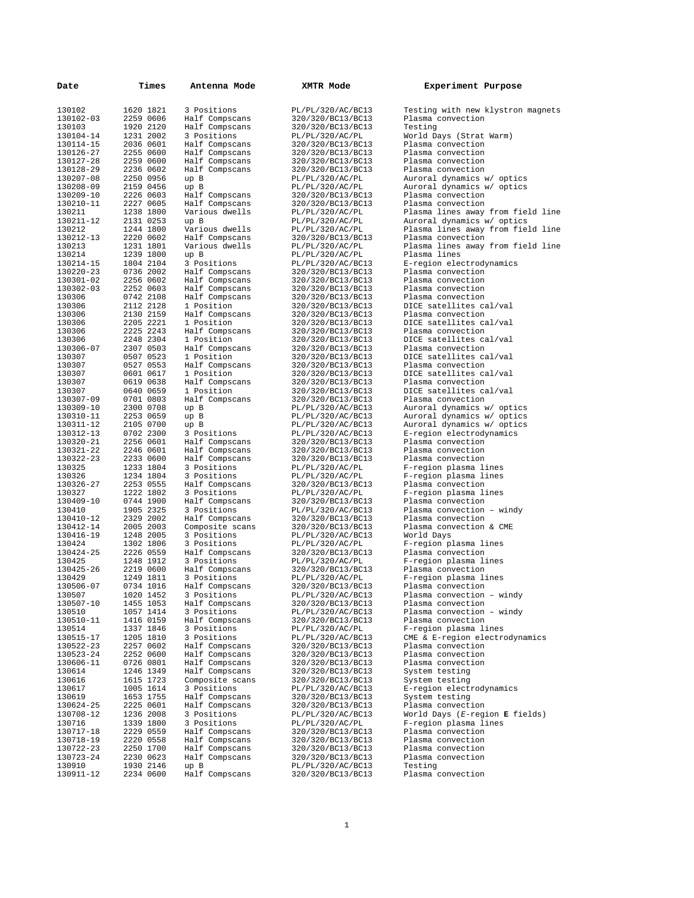| Date | Times | Antenna Mode | XMTR Mode | Experiment Purpose |
|---|---|---|---|---|
| 130102 | 1620 1821 | 3 Positions | PL/PL/320/AC/BC13 | Testing with new klystron magnets |
| 130102-03 | 2259 0606 | Half Compscans | 320/320/BC13/BC13 | Plasma convection |
| 130103 | 1920 2120 | Half Compscans | 320/320/BC13/BC13 | Testing |
| 130104-14 | 1231 2002 | 3 Positions | PL/PL/320/AC/PL | World Days (Strat Warm) |
| 130114-15 | 2036 0601 | Half Compscans | 320/320/BC13/BC13 | Plasma convection |
| 130126-27 | 2255 0600 | Half Compscans | 320/320/BC13/BC13 | Plasma convection |
| 130127-28 | 2259 0600 | Half Compscans | 320/320/BC13/BC13 | Plasma convection |
| 130128-29 | 2236 0602 | Half Compscans | 320/320/BC13/BC13 | Plasma convection |
| 130207-08 | 2250 0956 | up B | PL/PL/320/AC/PL | Auroral dynamics w/ optics |
| 130208-09 | 2159 0456 | up B | PL/PL/320/AC/PL | Auroral dynamics w/ optics |
| 130209-10 | 2226 0603 | Half Compscans | 320/320/BC13/BC13 | Plasma convection |
| 130210-11 | 2227 0605 | Half Compscans | 320/320/BC13/BC13 | Plasma convection |
| 130211 | 1238 1800 | Various dwells | PL/PL/320/AC/PL | Plasma lines away from field line |
| 130211-12 | 2131 0253 | up B | PL/PL/320/AC/PL | Auroral dynamics w/ optics |
| 130212 | 1244 1800 | Various dwells | PL/PL/320/AC/PL | Plasma lines away from field line |
| 130212-13 | 2220 0602 | Half Compscans | 320/320/BC13/BC13 | Plasma convection |
| 130213 | 1231 1801 | Various dwells | PL/PL/320/AC/PL | Plasma lines away from field line |
| 130214 | 1239 1800 | up B | PL/PL/320/AC/PL | Plasma lines |
| 130214-15 | 1804 2104 | 3 Positions | PL/PL/320/AC/BC13 | E-region electrodynamics |
| 130220-23 | 0736 2002 | Half Compscans | 320/320/BC13/BC13 | Plasma convection |
| 130301-02 | 2256 0602 | Half Compscans | 320/320/BC13/BC13 | Plasma convection |
| 130302-03 | 2252 0603 | Half Compscans | 320/320/BC13/BC13 | Plasma convection |
| 130306 | 0742 2108 | Half Compscans | 320/320/BC13/BC13 | Plasma convection |
| 130306 | 2112 2128 | 1 Position | 320/320/BC13/BC13 | DICE satellites cal/val |
| 130306 | 2130 2159 | Half Compscans | 320/320/BC13/BC13 | Plasma convection |
| 130306 | 2205 2221 | 1 Position | 320/320/BC13/BC13 | DICE satellites cal/val |
| 130306 | 2225 2243 | Half Compscans | 320/320/BC13/BC13 | Plasma convection |
| 130306 | 2248 2304 | 1 Position | 320/320/BC13/BC13 | DICE satellites cal/val |
| 130306-07 | 2307 0503 | Half Compscans | 320/320/BC13/BC13 | Plasma convection |
| 130307 | 0507 0523 | 1 Position | 320/320/BC13/BC13 | DICE satellites cal/val |
| 130307 | 0527 0553 | Half Compscans | 320/320/BC13/BC13 | Plasma convection |
| 130307 | 0601 0617 | 1 Position | 320/320/BC13/BC13 | DICE satellites cal/val |
| 130307 | 0619 0638 | Half Compscans | 320/320/BC13/BC13 | Plasma convection |
| 130307 | 0640 0659 | 1 Position | 320/320/BC13/BC13 | DICE satellites cal/val |
| 130307-09 | 0701 0803 | Half Compscans | 320/320/BC13/BC13 | Plasma convection |
| 130309-10 | 2300 0708 | up B | PL/PL/320/AC/BC13 | Auroral dynamics w/ optics |
| 130310-11 | 2253 0659 | up B | PL/PL/320/AC/BC13 | Auroral dynamics w/ optics |
| 130311-12 | 2105 0700 | up B | PL/PL/320/AC/BC13 | Auroral dynamics w/ optics |
| 130312-13 | 0702 2300 | 3 Positions | PL/PL/320/AC/BC13 | E-region electrodynamics |
| 130320-21 | 2256 0601 | Half Compscans | 320/320/BC13/BC13 | Plasma convection |
| 130321-22 | 2246 0601 | Half Compscans | 320/320/BC13/BC13 | Plasma convection |
| 130322-23 | 2233 0600 | Half Compscans | 320/320/BC13/BC13 | Plasma convection |
| 130325 | 1233 1804 | 3 Positions | PL/PL/320/AC/PL | F-region plasma lines |
| 130326 | 1234 1804 | 3 Positions | PL/PL/320/AC/PL | F-region plasma lines |
| 130326-27 | 2253 0555 | Half Compscans | 320/320/BC13/BC13 | Plasma convection |
| 130327 | 1222 1802 | 3 Positions | PL/PL/320/AC/PL | F-region plasma lines |
| 130409-10 | 0744 1900 | Half Compscans | 320/320/BC13/BC13 | Plasma convection |
| 130410 | 1905 2325 | 3 Positions | PL/PL/320/AC/BC13 | Plasma convection – windy |
| 130410-12 | 2329 2002 | Half Compscans | 320/320/BC13/BC13 | Plasma convection |
| 130412-14 | 2005 2003 | Composite scans | 320/320/BC13/BC13 | Plasma convection & CME |
| 130416-19 | 1248 2005 | 3 Positions | PL/PL/320/AC/BC13 | World Days |
| 130424 | 1302 1806 | 3 Positions | PL/PL/320/AC/PL | F-region plasma lines |
| 130424-25 | 2226 0559 | Half Compscans | 320/320/BC13/BC13 | Plasma convection |
| 130425 | 1248 1912 | 3 Positions | PL/PL/320/AC/PL | F-region plasma lines |
| 130425-26 | 2219 0600 | Half Compscans | 320/320/BC13/BC13 | Plasma convection |
| 130429 | 1249 1811 | 3 Positions | PL/PL/320/AC/PL | F-region plasma lines |
| 130506-07 | 0734 1016 | Half Compscans | 320/320/BC13/BC13 | Plasma convection |
| 130507 | 1020 1452 | 3 Positions | PL/PL/320/AC/BC13 | Plasma convection – windy |
| 130507-10 | 1455 1053 | Half Compscans | 320/320/BC13/BC13 | Plasma convection |
| 130510 | 1057 1414 | 3 Positions | PL/PL/320/AC/BC13 | Plasma convection – windy |
| 130510-11 | 1416 0159 | Half Compscans | 320/320/BC13/BC13 | Plasma convection |
| 130514 | 1337 1846 | 3 Positions | PL/PL/320/AC/PL | F-region plasma lines |
| 130515-17 | 1205 1810 | 3 Positions | PL/PL/320/AC/BC13 | CME & E-region electrodynamics |
| 130522-23 | 2257 0602 | Half Compscans | 320/320/BC13/BC13 | Plasma convection |
| 130523-24 | 2252 0600 | Half Compscans | 320/320/BC13/BC13 | Plasma convection |
| 130606-11 | 0726 0801 | Half Compscans | 320/320/BC13/BC13 | Plasma convection |
| 130614 | 1246 1349 | Half Compscans | 320/320/BC13/BC13 | System testing |
| 130616 | 1615 1723 | Composite scans | 320/320/BC13/BC13 | System testing |
| 130617 | 1005 1614 | 3 Positions | PL/PL/320/AC/BC13 | E-region electrodynamics |
| 130619 | 1653 1755 | Half Compscans | 320/320/BC13/BC13 | System testing |
| 130624-25 | 2225 0601 | Half Compscans | 320/320/BC13/BC13 | Plasma convection |
| 130708-12 | 1236 2008 | 3 Positions | PL/PL/320/AC/BC13 | World Days (*E*-region **E** fields) |
| 130716 | 1339 1800 | 3 Positions | PL/PL/320/AC/PL | F-region plasma lines |
| 130717-18 | 2229 0559 | Half Compscans | 320/320/BC13/BC13 | Plasma convection |
| 130718-19 | 2220 0558 | Half Compscans | 320/320/BC13/BC13 | Plasma convection |
| 130722-23 | 2250 1700 | Half Compscans | 320/320/BC13/BC13 | Plasma convection |
| 130723-24 | 2230 0623 | Half Compscans | 320/320/BC13/BC13 | Plasma convection |
| 130910 | 1930 2146 | up B | PL/PL/320/AC/BC13 | Testing |
| 130911-12 | 2234 0600 | Half Compscans | 320/320/BC13/BC13 | Plasma convection |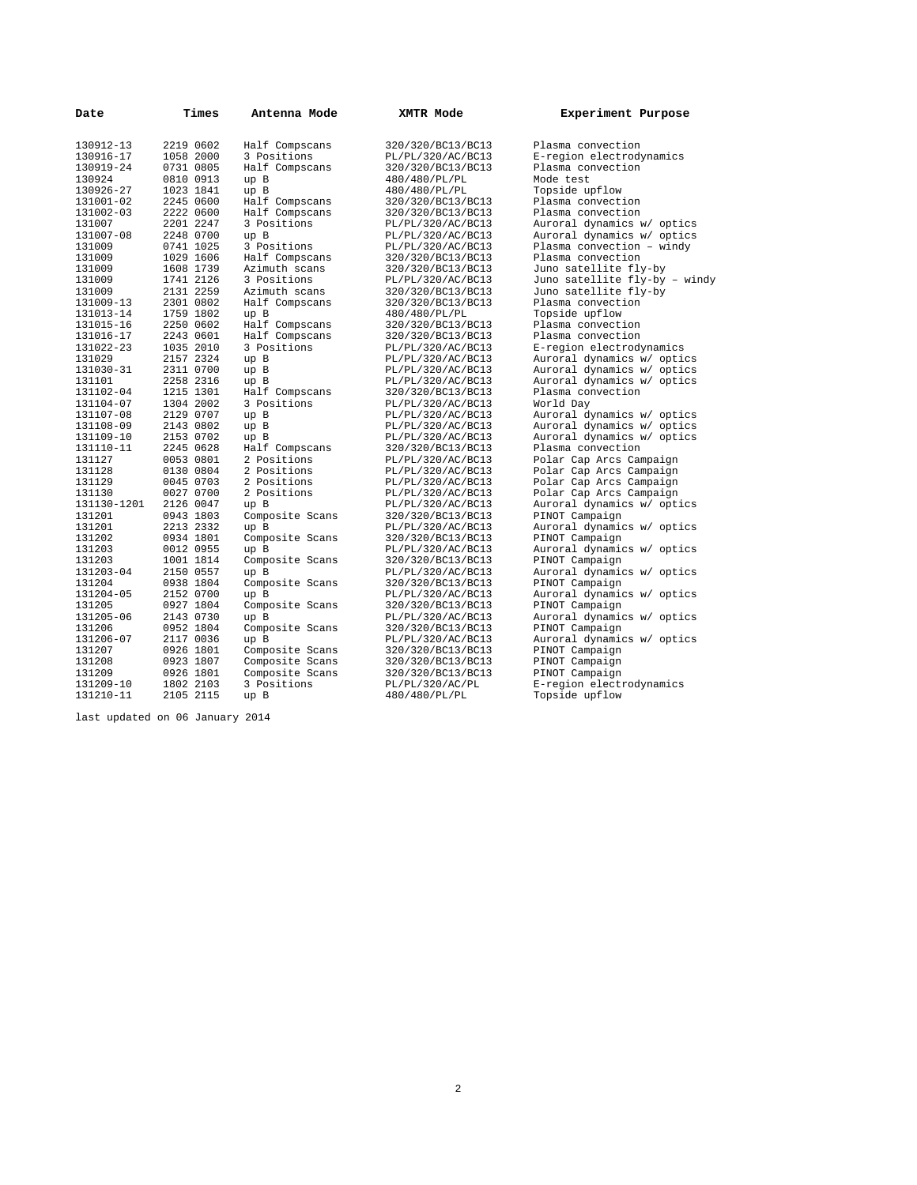| Date | Times | Antenna Mode | XMTR Mode | Experiment Purpose |
|---|---|---|---|---|
| 130912-13 | 2219 0602 | Half Compscans | 320/320/BC13/BC13 | Plasma convection |
| 130916-17 | 1058 2000 | 3 Positions | PL/PL/320/AC/BC13 | E-region electrodynamics |
| 130919-24 | 0731 0805 | Half Compscans | 320/320/BC13/BC13 | Plasma convection |
| 130924 | 0810 0913 | up B | 480/480/PL/PL | Mode test |
| 130926-27 | 1023 1841 | up B | 480/480/PL/PL | Topside upflow |
| 131001-02 | 2245 0600 | Half Compscans | 320/320/BC13/BC13 | Plasma convection |
| 131002-03 | 2222 0600 | Half Compscans | 320/320/BC13/BC13 | Plasma convection |
| 131007 | 2201 2247 | 3 Positions | PL/PL/320/AC/BC13 | Auroral dynamics w/ optics |
| 131007-08 | 2248 0700 | up B | PL/PL/320/AC/BC13 | Auroral dynamics w/ optics |
| 131009 | 0741 1025 | 3 Positions | PL/PL/320/AC/BC13 | Plasma convection – windy |
| 131009 | 1029 1606 | Half Compscans | 320/320/BC13/BC13 | Plasma convection |
| 131009 | 1608 1739 | Azimuth scans | 320/320/BC13/BC13 | Juno satellite fly-by |
| 131009 | 1741 2126 | 3 Positions | PL/PL/320/AC/BC13 | Juno satellite fly-by – windy |
| 131009 | 2131 2259 | Azimuth scans | 320/320/BC13/BC13 | Juno satellite fly-by |
| 131009-13 | 2301 0802 | Half Compscans | 320/320/BC13/BC13 | Plasma convection |
| 131013-14 | 1759 1802 | up B | 480/480/PL/PL | Topside upflow |
| 131015-16 | 2250 0602 | Half Compscans | 320/320/BC13/BC13 | Plasma convection |
| 131016-17 | 2243 0601 | Half Compscans | 320/320/BC13/BC13 | Plasma convection |
| 131022-23 | 1035 2010 | 3 Positions | PL/PL/320/AC/BC13 | E-region electrodynamics |
| 131029 | 2157 2324 | up B | PL/PL/320/AC/BC13 | Auroral dynamics w/ optics |
| 131030-31 | 2311 0700 | up B | PL/PL/320/AC/BC13 | Auroral dynamics w/ optics |
| 131101 | 2258 2316 | up B | PL/PL/320/AC/BC13 | Auroral dynamics w/ optics |
| 131102-04 | 1215 1301 | Half Compscans | 320/320/BC13/BC13 | Plasma convection |
| 131104-07 | 1304 2002 | 3 Positions | PL/PL/320/AC/BC13 | World Day |
| 131107-08 | 2129 0707 | up B | PL/PL/320/AC/BC13 | Auroral dynamics w/ optics |
| 131108-09 | 2143 0802 | up B | PL/PL/320/AC/BC13 | Auroral dynamics w/ optics |
| 131109-10 | 2153 0702 | up B | PL/PL/320/AC/BC13 | Auroral dynamics w/ optics |
| 131110-11 | 2245 0628 | Half Compscans | 320/320/BC13/BC13 | Plasma convection |
| 131127 | 0053 0801 | 2 Positions | PL/PL/320/AC/BC13 | Polar Cap Arcs Campaign |
| 131128 | 0130 0804 | 2 Positions | PL/PL/320/AC/BC13 | Polar Cap Arcs Campaign |
| 131129 | 0045 0703 | 2 Positions | PL/PL/320/AC/BC13 | Polar Cap Arcs Campaign |
| 131130 | 0027 0700 | 2 Positions | PL/PL/320/AC/BC13 | Polar Cap Arcs Campaign |
| 131130-1201 | 2126 0047 | up B | PL/PL/320/AC/BC13 | Auroral dynamics w/ optics |
| 131201 | 0943 1803 | Composite Scans | 320/320/BC13/BC13 | PINOT Campaign |
| 131201 | 2213 2332 | up B | PL/PL/320/AC/BC13 | Auroral dynamics w/ optics |
| 131202 | 0934 1801 | Composite Scans | 320/320/BC13/BC13 | PINOT Campaign |
| 131203 | 0012 0955 | up B | PL/PL/320/AC/BC13 | Auroral dynamics w/ optics |
| 131203 | 1001 1814 | Composite Scans | 320/320/BC13/BC13 | PINOT Campaign |
| 131203-04 | 2150 0557 | up B | PL/PL/320/AC/BC13 | Auroral dynamics w/ optics |
| 131204 | 0938 1804 | Composite Scans | 320/320/BC13/BC13 | PINOT Campaign |
| 131204-05 | 2152 0700 | up B | PL/PL/320/AC/BC13 | Auroral dynamics w/ optics |
| 131205 | 0927 1804 | Composite Scans | 320/320/BC13/BC13 | PINOT Campaign |
| 131205-06 | 2143 0730 | up B | PL/PL/320/AC/BC13 | Auroral dynamics w/ optics |
| 131206 | 0952 1804 | Composite Scans | 320/320/BC13/BC13 | PINOT Campaign |
| 131206-07 | 2117 0036 | up B | PL/PL/320/AC/BC13 | Auroral dynamics w/ optics |
| 131207 | 0926 1801 | Composite Scans | 320/320/BC13/BC13 | PINOT Campaign |
| 131208 | 0923 1807 | Composite Scans | 320/320/BC13/BC13 | PINOT Campaign |
| 131209 | 0926 1801 | Composite Scans | 320/320/BC13/BC13 | PINOT Campaign |
| 131209-10 | 1802 2103 | 3 Positions | PL/PL/320/AC/PL | E-region electrodynamics |
| 131210-11 | 2105 2115 | up B | 480/480/PL/PL | Topside upflow |

last updated on 06 January 2014